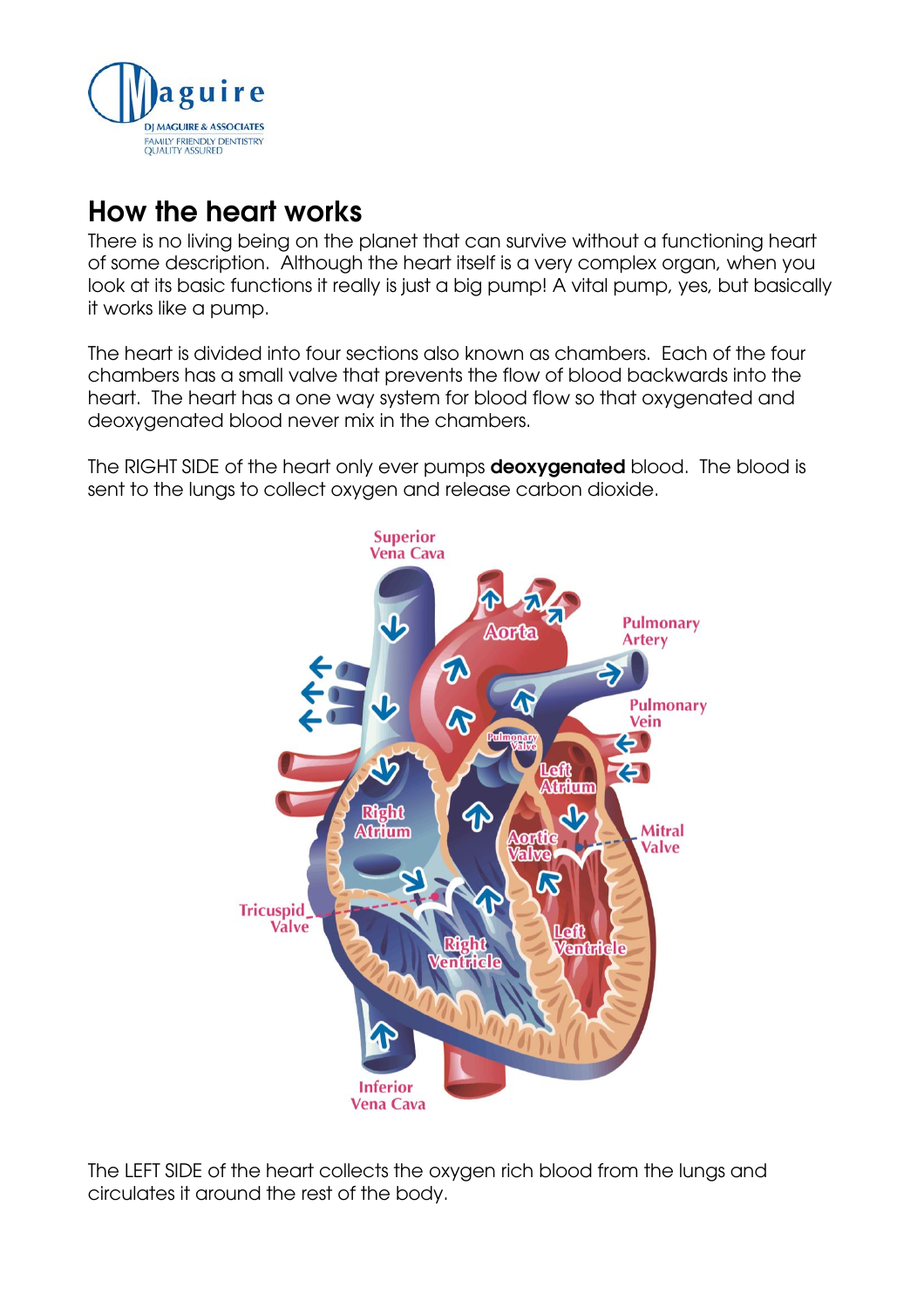# How the heart works

There is no living being on the planet that can survive without a functioning heart of some description. Although the heart itself is a very complex organ, when you look at its basic functions it really is just a big pump! A vital pump, yes, but basically it works like a pump.

The heart is divided into four sections also known as chambers. Each of the four chambers has a small valve that prevents the flow of blood backwards into the heart. The heart has a one way system for blood flow so that oxygenated and deoxygenated blood never mix in the chambers.

The RIGHT SIDE of the heart only ever pumps **deoxygenated** blood. The blood is sent to the lungs to collect oxygen and release carbon dioxide.

The LEFT SIDE of the heart collects the oxygen rich blood from the lungs and circulates it around the rest of the body.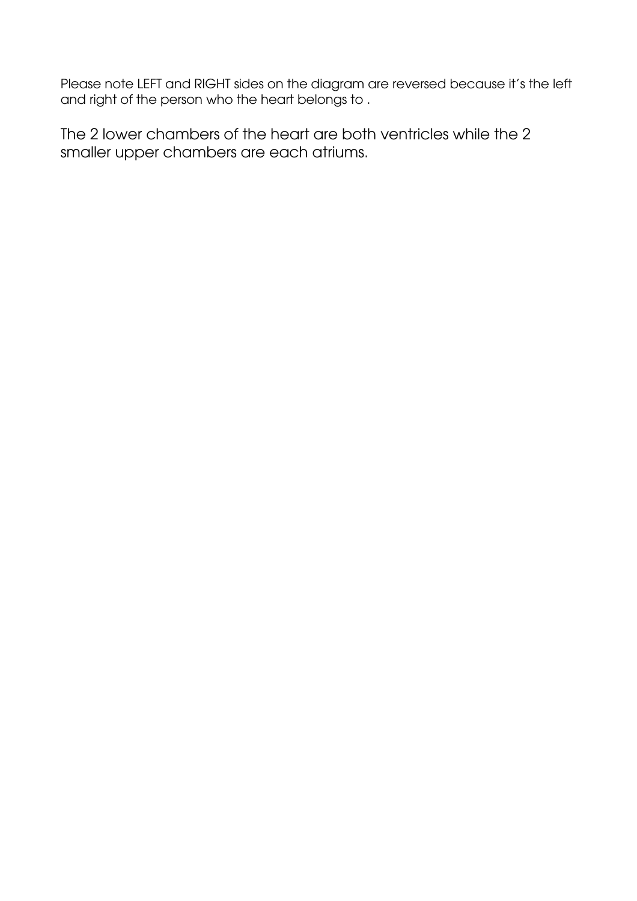Please note LEFT and RIGHT sides on the diagram are reversed because it's the left and right of the person who the heart belongs to .

The 2 lower chambers of the heart are both ventricles while the 2 smaller upper chambers are each atriums.